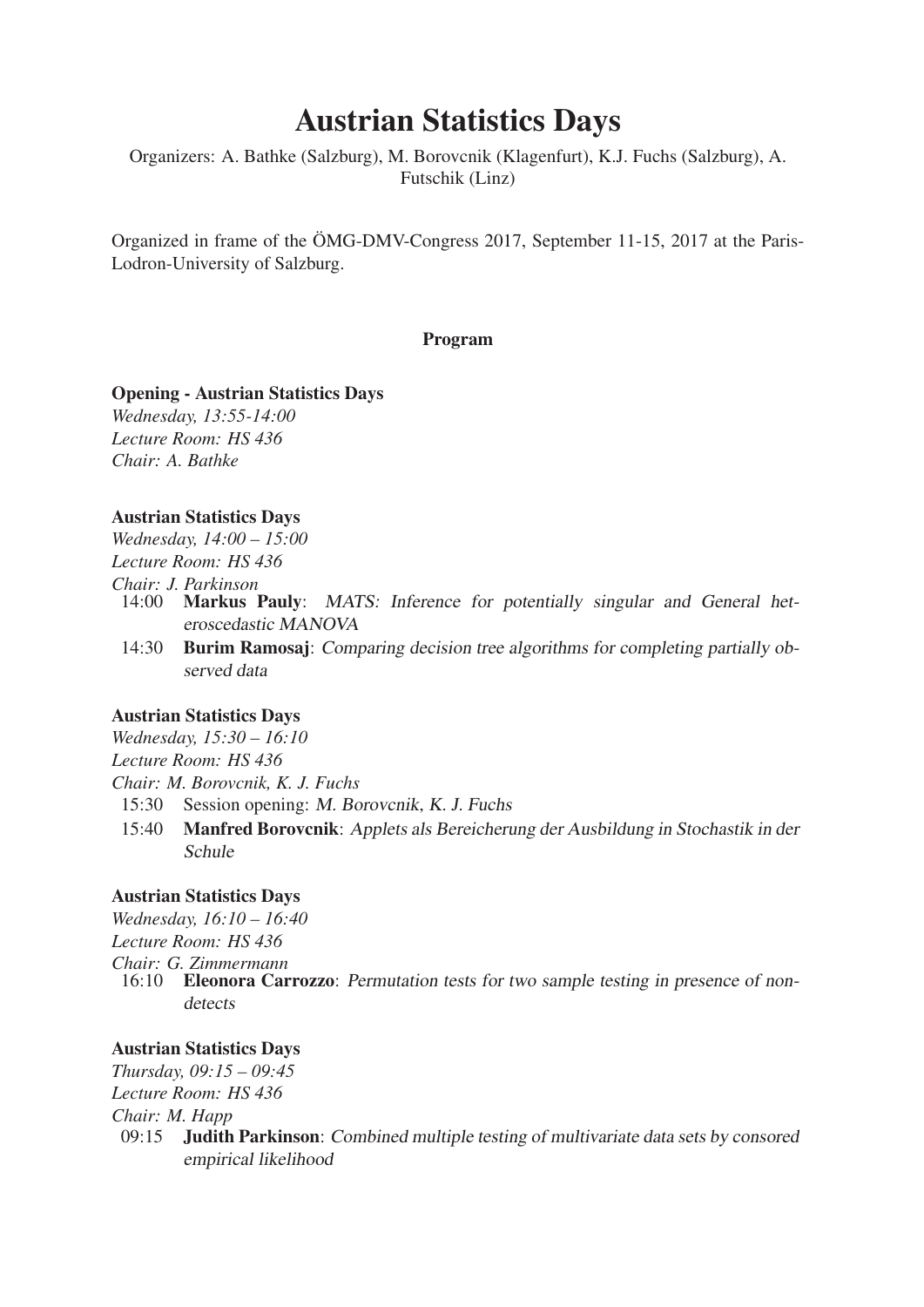# Austrian Statistics Days

Organizers: A. Bathke (Salzburg), M. Borovcnik (Klagenfurt), K.J. Fuchs (Salzburg), A. Futschik (Linz)

Organized in frame of the ÖMG-DMV-Congress 2017, September 11-15, 2017 at the Paris-Lodron-University of Salzburg.

**Program**

**Opening - Austrian Statistics Days**
*Wednesday, 13:55-14:00*
*Lecture Room: HS 436*
*Chair: A. Bathke*

**Austrian Statistics Days**
*Wednesday, 14:00 – 15:00*
*Lecture Room: HS 436*
*Chair: J. Parkinson*

- 14:00 **Markus Pauly**: *MATS: Inference for potentially singular and General heteroscedastic MANOVA*
- 14:30 **Burim Ramosaj**: *Comparing decision tree algorithms for completing partially observed data*

**Austrian Statistics Days**
*Wednesday, 15:30 – 16:10*
*Lecture Room: HS 436*
*Chair: M. Borovcnik, K. J. Fuchs*

- 15:30 Session opening: *M. Borovcnik, K. J. Fuchs*
- 15:40 **Manfred Borovcnik**: *Applets als Bereicherung der Ausbildung in Stochastik in der Schule*

**Austrian Statistics Days**
*Wednesday, 16:10 – 16:40*
*Lecture Room: HS 436*
*Chair: G. Zimmermann*

- 16:10 **Eleonora Carrozzo**: *Permutation tests for two sample testing in presence of non-detects*

**Austrian Statistics Days**
*Thursday, 09:15 – 09:45*
*Lecture Room: HS 436*
*Chair: M. Happ*

- 09:15 **Judith Parkinson**: *Combined multiple testing of multivariate data sets by consored empirical likelihood*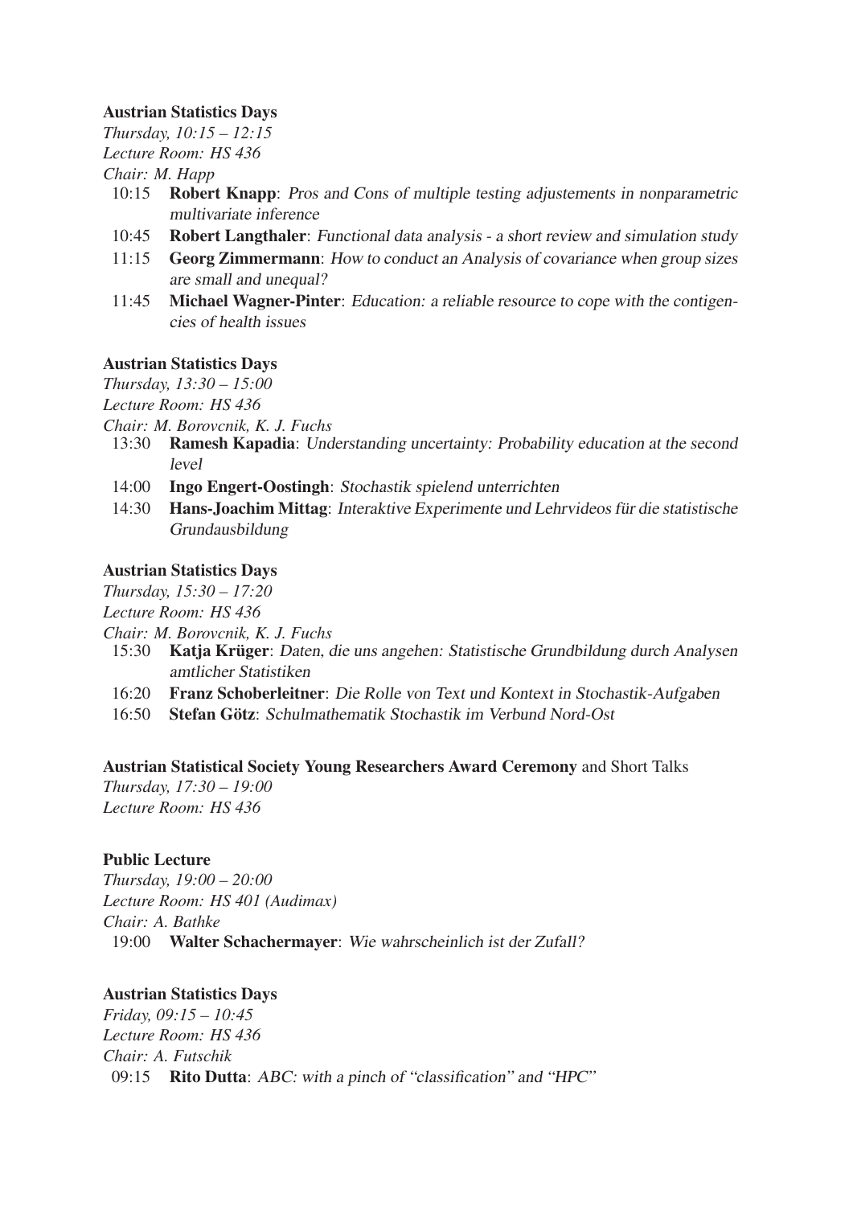**Austrian Statistics Days**

*Thursday, 10:15 – 12:15*
*Lecture Room: HS 436*
*Chair: M. Happ*

- 10:15 **Robert Knapp**: *Pros and Cons of multiple testing adjustements in nonparametric multivariate inference*
- 10:45 **Robert Langthaler**: *Functional data analysis - a short review and simulation study*
- 11:15 **Georg Zimmermann**: *How to conduct an Analysis of covariance when group sizes are small and unequal?*
- 11:45 **Michael Wagner-Pinter**: *Education: a reliable resource to cope with the contigencies of health issues*

**Austrian Statistics Days**

*Thursday, 13:30 – 15:00*
*Lecture Room: HS 436*
*Chair: M. Borovcnik, K. J. Fuchs*

- 13:30 **Ramesh Kapadia**: *Understanding uncertainty: Probability education at the second level*
- 14:00 **Ingo Engert-Oostingh**: *Stochastik spielend unterrichten*
- 14:30 **Hans-Joachim Mittag**: *Interaktive Experimente und Lehrvideos für die statistische Grundausbildung*

**Austrian Statistics Days**

*Thursday, 15:30 – 17:20*
*Lecture Room: HS 436*
*Chair: M. Borovcnik, K. J. Fuchs*

- 15:30 **Katja Krüger**: *Daten, die uns angehen: Statistische Grundbildung durch Analysen amtlicher Statistiken*
- 16:20 **Franz Schoberleitner**: *Die Rolle von Text und Kontext in Stochastik-Aufgaben*
- 16:50 **Stefan Götz**: *Schulmathematik Stochastik im Verbund Nord-Ost*

**Austrian Statistical Society Young Researchers Award Ceremony** and Short Talks

*Thursday, 17:30 – 19:00*
*Lecture Room: HS 436*

**Public Lecture**

*Thursday, 19:00 – 20:00*
*Lecture Room: HS 401 (Audimax)*
*Chair: A. Bathke*

- 19:00 **Walter Schachermayer**: *Wie wahrscheinlich ist der Zufall?*

**Austrian Statistics Days**

*Friday, 09:15 – 10:45*
*Lecture Room: HS 436*
*Chair: A. Futschik*

- 09:15 **Rito Dutta**: *ABC: with a pinch of "classification" and "HPC"*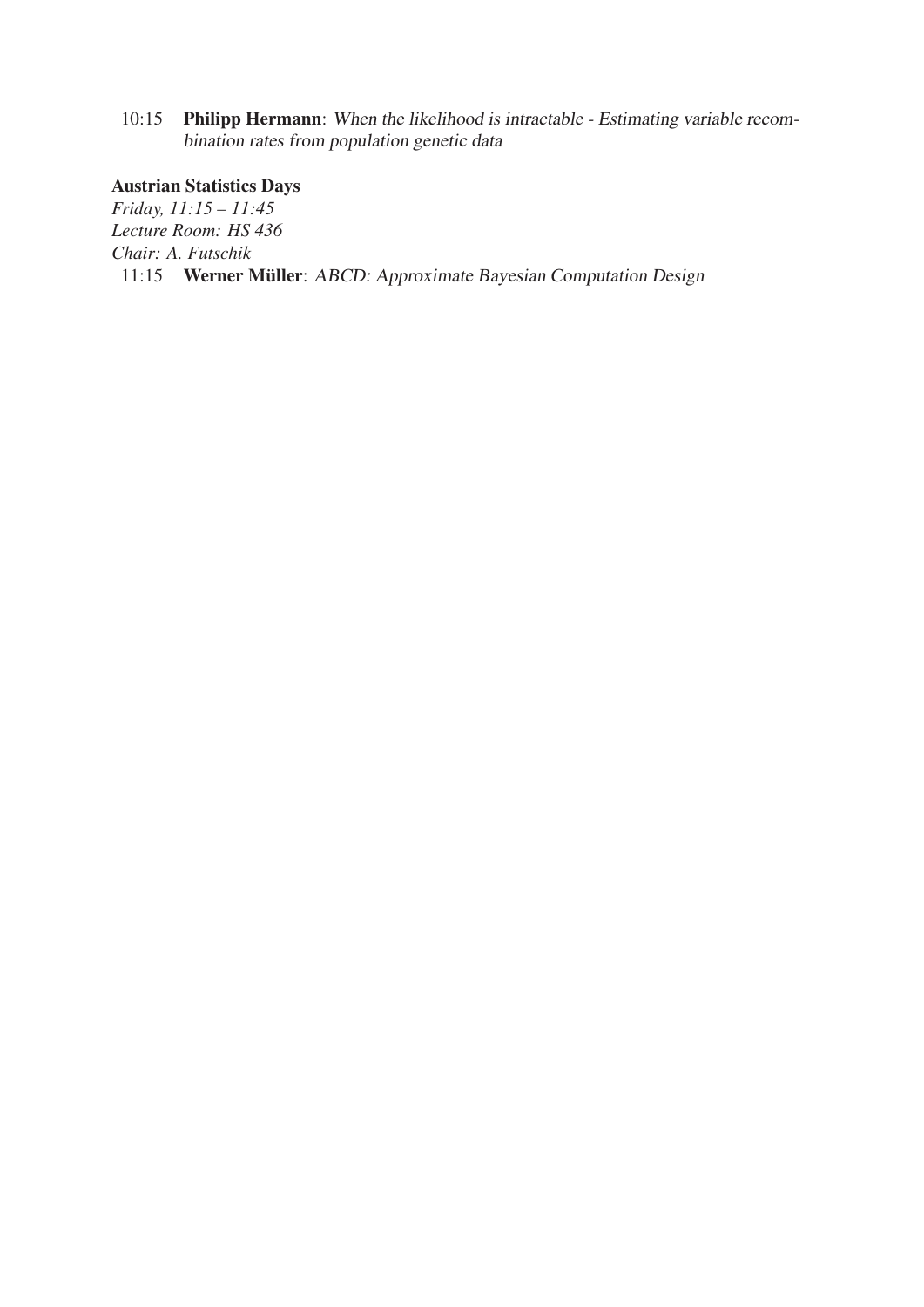10:15 **Philipp Hermann**: *When the likelihood is intractable - Estimating variable recombination rates from population genetic data*

**Austrian Statistics Days**

*Friday, 11:15 – 11:45*
*Lecture Room: HS 436*
*Chair: A. Futschik*

11:15 **Werner Müller**: *ABCD: Approximate Bayesian Computation Design*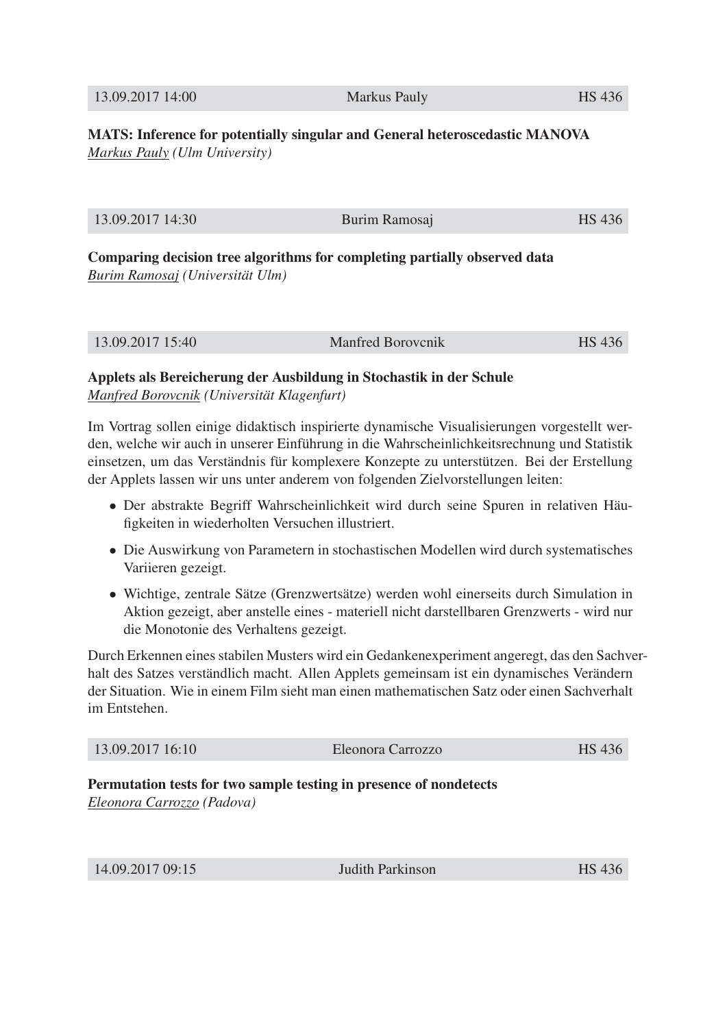| 13.09.2017 14:00 | Markus Pauly | HS 436 |
|---|---|---|

**MATS: Inference for potentially singular and General heteroscedastic MANOVA**
*Markus Pauly (Ulm University)*

| 13.09.2017 14:30 | Burim Ramosaj | HS 436 |
|---|---|---|

**Comparing decision tree algorithms for completing partially observed data**
*Burim Ramosaj (Universität Ulm)*

| 13.09.2017 15:40 | Manfred Borovcnik | HS 436 |
|---|---|---|

**Applets als Bereicherung der Ausbildung in Stochastik in der Schule**
*Manfred Borovcnik (Universität Klagenfurt)*

Im Vortrag sollen einige didaktisch inspirierte dynamische Visualisierungen vorgestellt werden, welche wir auch in unserer Einführung in die Wahrscheinlichkeitsrechnung und Statistik einsetzen, um das Verständnis für komplexere Konzepte zu unterstützen. Bei der Erstellung der Applets lassen wir uns unter anderem von folgenden Zielvorstellungen leiten:

- Der abstrakte Begriff Wahrscheinlichkeit wird durch seine Spuren in relativen Häufigkeiten in wiederholten Versuchen illustriert.
- Die Auswirkung von Parametern in stochastischen Modellen wird durch systematisches Variieren gezeigt.
- Wichtige, zentrale Sätze (Grenzwertsätze) werden wohl einerseits durch Simulation in Aktion gezeigt, aber anstelle eines - materiell nicht darstellbaren Grenzwerts - wird nur die Monotonie des Verhaltens gezeigt.

Durch Erkennen eines stabilen Musters wird ein Gedankenexperiment angeregt, das den Sachverhalt des Satzes verständlich macht. Allen Applets gemeinsam ist ein dynamisches Verändern der Situation. Wie in einem Film sieht man einen mathematischen Satz oder einen Sachverhalt im Entstehen.

| 13.09.2017 16:10 | Eleonora Carrozzo | HS 436 |
|---|---|---|

**Permutation tests for two sample testing in presence of nondetects**
*Eleonora Carrozzo (Padova)*

| 14.09.2017 09:15 | Judith Parkinson | HS 436 |
|---|---|---|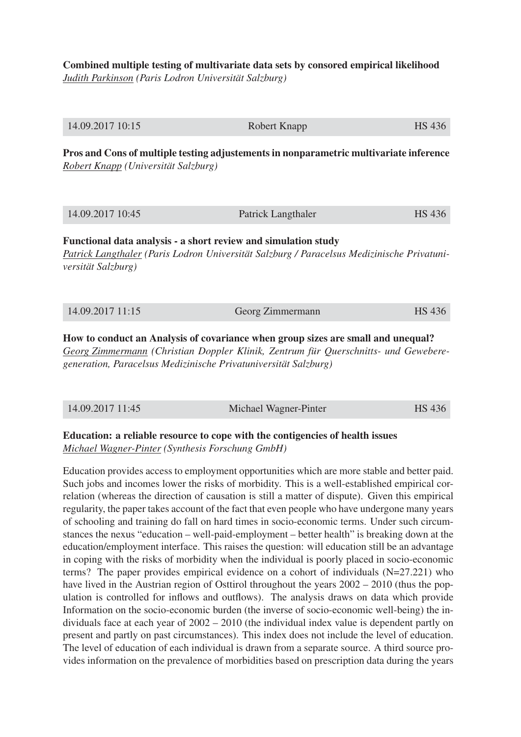**Combined multiple testing of multivariate data sets by consored empirical likelihood**
*Judith Parkinson (Paris Lodron Universität Salzburg)*

| 14.09.2017 10:15 | Robert Knapp | HS 436 |
|---|---|---|

**Pros and Cons of multiple testing adjustements in nonparametric multivariate inference**
*Robert Knapp (Universität Salzburg)*

| 14.09.2017 10:45 | Patrick Langthaler | HS 436 |
|---|---|---|

**Functional data analysis - a short review and simulation study**
*Patrick Langthaler (Paris Lodron Universität Salzburg / Paracelsus Medizinische Privatuniversität Salzburg)*

| 14.09.2017 11:15 | Georg Zimmermann | HS 436 |
|---|---|---|

**How to conduct an Analysis of covariance when group sizes are small and unequal?**
*Georg Zimmermann (Christian Doppler Klinik, Zentrum für Querschnitts- und Geweberegeneration, Paracelsus Medizinische Privatuniversität Salzburg)*

| 14.09.2017 11:45 | Michael Wagner-Pinter | HS 436 |
|---|---|---|

**Education: a reliable resource to cope with the contigencies of health issues**
*Michael Wagner-Pinter (Synthesis Forschung GmbH)*

Education provides access to employment opportunities which are more stable and better paid. Such jobs and incomes lower the risks of morbidity. This is a well-established empirical correlation (whereas the direction of causation is still a matter of dispute). Given this empirical regularity, the paper takes account of the fact that even people who have undergone many years of schooling and training do fall on hard times in socio-economic terms. Under such circumstances the nexus "education – well-paid-employment – better health" is breaking down at the education/employment interface. This raises the question: will education still be an advantage in coping with the risks of morbidity when the individual is poorly placed in socio-economic terms? The paper provides empirical evidence on a cohort of individuals (N=27.221) who have lived in the Austrian region of Osttirol throughout the years 2002 – 2010 (thus the population is controlled for inflows and outflows). The analysis draws on data which provide Information on the socio-economic burden (the inverse of socio-economic well-being) the individuals face at each year of 2002 – 2010 (the individual index value is dependent partly on present and partly on past circumstances). This index does not include the level of education. The level of education of each individual is drawn from a separate source. A third source provides information on the prevalence of morbidities based on prescription data during the years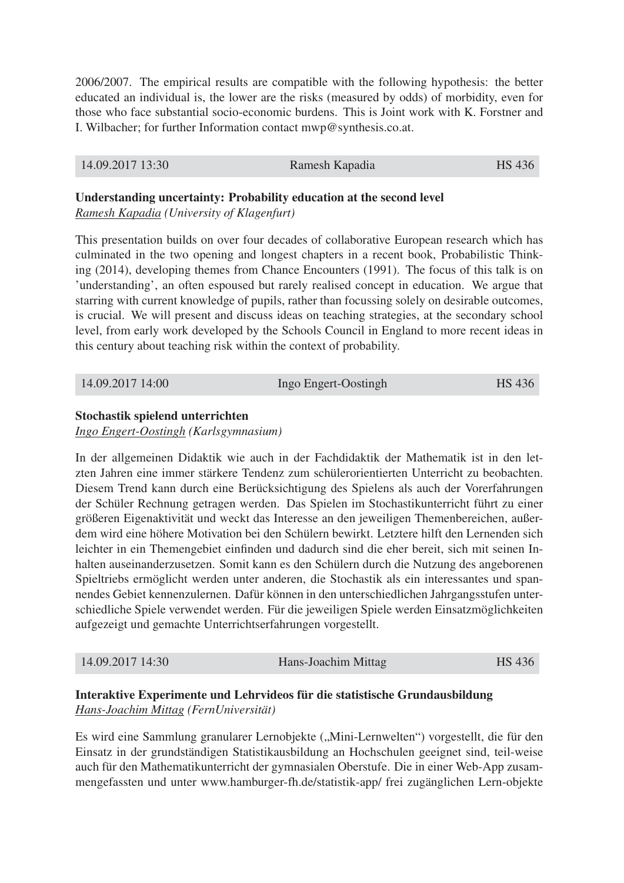2006/2007. The empirical results are compatible with the following hypothesis: the better educated an individual is, the lower are the risks (measured by odds) of morbidity, even for those who face substantial socio-economic burdens. This is Joint work with K. Forstner and I. Wilbacher; for further Information contact mwp@synthesis.co.at.

| 14.09.2017 13:30 | Ramesh Kapadia | HS 436 |
|---|---|---|

**Understanding uncertainty: Probability education at the second level**
*Ramesh Kapadia (University of Klagenfurt)*

This presentation builds on over four decades of collaborative European research which has culminated in the two opening and longest chapters in a recent book, Probabilistic Thinking (2014), developing themes from Chance Encounters (1991). The focus of this talk is on 'understanding', an often espoused but rarely realised concept in education. We argue that starring with current knowledge of pupils, rather than focussing solely on desirable outcomes, is crucial. We will present and discuss ideas on teaching strategies, at the secondary school level, from early work developed by the Schools Council in England to more recent ideas in this century about teaching risk within the context of probability.

| 14.09.2017 14:00 | Ingo Engert-Oostingh | HS 436 |
|---|---|---|

**Stochastik spielend unterrichten**
*Ingo Engert-Oostingh (Karlsgymnasium)*

In der allgemeinen Didaktik wie auch in der Fachdidaktik der Mathematik ist in den letzten Jahren eine immer stärkere Tendenz zum schülerorientierten Unterricht zu beobachten. Diesem Trend kann durch eine Berücksichtigung des Spielens als auch der Vorerfahrungen der Schüler Rechnung getragen werden. Das Spielen im Stochastikunterricht führt zu einer größeren Eigenaktivität und weckt das Interesse an den jeweiligen Themenbereichen, außerdem wird eine höhere Motivation bei den Schülern bewirkt. Letztere hilft den Lernenden sich leichter in ein Themengebiet einfinden und dadurch sind die eher bereit, sich mit seinen Inhalten auseinanderzusetzen. Somit kann es den Schülern durch die Nutzung des angeborenen Spieltriebs ermöglicht werden unter anderen, die Stochastik als ein interessantes und spannendes Gebiet kennenzulernen. Dafür können in den unterschiedlichen Jahrgangsstufen unterschiedliche Spiele verwendet werden. Für die jeweiligen Spiele werden Einsatzmöglichkeiten aufgezeigt und gemachte Unterrichtserfahrungen vorgestellt.

| 14.09.2017 14:30 | Hans-Joachim Mittag | HS 436 |
|---|---|---|

**Interaktive Experimente und Lehrvideos für die statistische Grundausbildung**
*Hans-Joachim Mittag (FernUniversität)*

Es wird eine Sammlung granularer Lernobjekte („Mini-Lernwelten") vorgestellt, die für den Einsatz in der grundständigen Statistikausbildung an Hochschulen geeignet sind, teil-weise auch für den Mathematikunterricht der gymnasialen Oberstufe. Die in einer Web-App zusammengefassten und unter www.hamburger-fh.de/statistik-app/ frei zugänglichen Lern-objekte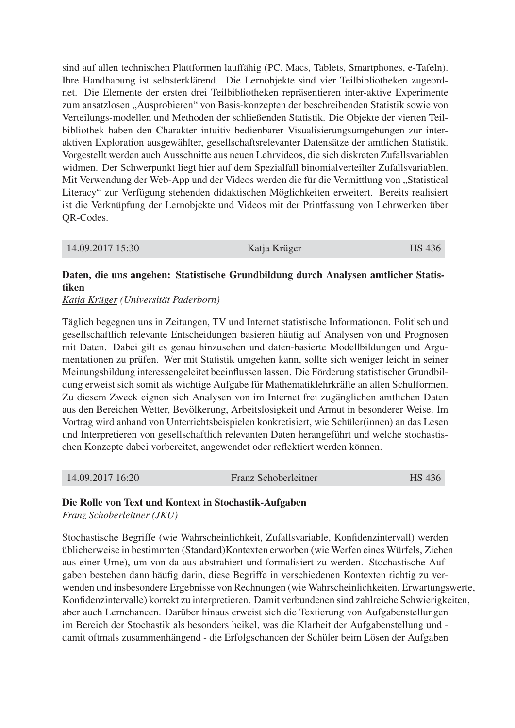sind auf allen technischen Plattformen lauffähig (PC, Macs, Tablets, Smartphones, e-Tafeln). Ihre Handhabung ist selbsterklärend. Die Lernobjekte sind vier Teilbibliotheken zugeordnet. Die Elemente der ersten drei Teilbibliotheken repräsentieren inter-aktive Experimente zum ansatzlosen „Ausprobieren" von Basis-konzepten der beschreibenden Statistik sowie von Verteilungs-modellen und Methoden der schließenden Statistik. Die Objekte der vierten Teilbibliothek haben den Charakter intuitiv bedienbarer Visualisierungsumgebungen zur interaktiven Exploration ausgewählter, gesellschaftsrelevanter Datensätze der amtlichen Statistik. Vorgestellt werden auch Ausschnitte aus neuen Lehrvideos, die sich diskreten Zufallsvariablen widmen. Der Schwerpunkt liegt hier auf dem Spezialfall binomialverteilter Zufallsvariablen. Mit Verwendung der Web-App und der Videos werden die für die Vermittlung von „Statistical Literacy" zur Verfügung stehenden didaktischen Möglichkeiten erweitert. Bereits realisiert ist die Verknüpfung der Lernobjekte und Videos mit der Printfassung von Lehrwerken über QR-Codes.

| 14.09.2017 15:30 | Katja Krüger | HS 436 |
|---|---|---|

**Daten, die uns angehen: Statistische Grundbildung durch Analysen amtlicher Statistiken**
*Katja Krüger (Universität Paderborn)*

Täglich begegnen uns in Zeitungen, TV und Internet statistische Informationen. Politisch und gesellschaftlich relevante Entscheidungen basieren häufig auf Analysen von und Prognosen mit Daten. Dabei gilt es genau hinzusehen und daten-basierte Modellbildungen und Argumentationen zu prüfen. Wer mit Statistik umgehen kann, sollte sich weniger leicht in seiner Meinungsbildung interessengeleitet beeinflussen lassen. Die Förderung statistischer Grundbildung erweist sich somit als wichtige Aufgabe für Mathematiklehrkräfte an allen Schulformen. Zu diesem Zweck eignen sich Analysen von im Internet frei zugänglichen amtlichen Daten aus den Bereichen Wetter, Bevölkerung, Arbeitslosigkeit und Armut in besonderer Weise. Im Vortrag wird anhand von Unterrichtsbeispielen konkretisiert, wie Schüler(innen) an das Lesen und Interpretieren von gesellschaftlich relevanten Daten herangeführt und welche stochastischen Konzepte dabei vorbereitet, angewendet oder reflektiert werden können.

| 14.09.2017 16:20 | Franz Schoberleitner | HS 436 |
|---|---|---|

**Die Rolle von Text und Kontext in Stochastik-Aufgaben**
*Franz Schoberleitner (JKU)*

Stochastische Begriffe (wie Wahrscheinlichkeit, Zufallsvariable, Konfidenzintervall) werden üblicherweise in bestimmten (Standard)Kontexten erworben (wie Werfen eines Würfels, Ziehen aus einer Urne), um von da aus abstrahiert und formalisiert zu werden. Stochastische Aufgaben bestehen dann häufig darin, diese Begriffe in verschiedenen Kontexten richtig zu verwenden und insbesondere Ergebnisse von Rechnungen (wie Wahrscheinlichkeiten, Erwartungswerte, Konfidenzintervalle) korrekt zu interpretieren. Damit verbundenen sind zahlreiche Schwierigkeiten, aber auch Lernchancen. Darüber hinaus erweist sich die Textierung von Aufgabenstellungen im Bereich der Stochastik als besonders heikel, was die Klarheit der Aufgabenstellung und - damit oftmals zusammenhängend - die Erfolgschancen der Schüler beim Lösen der Aufgaben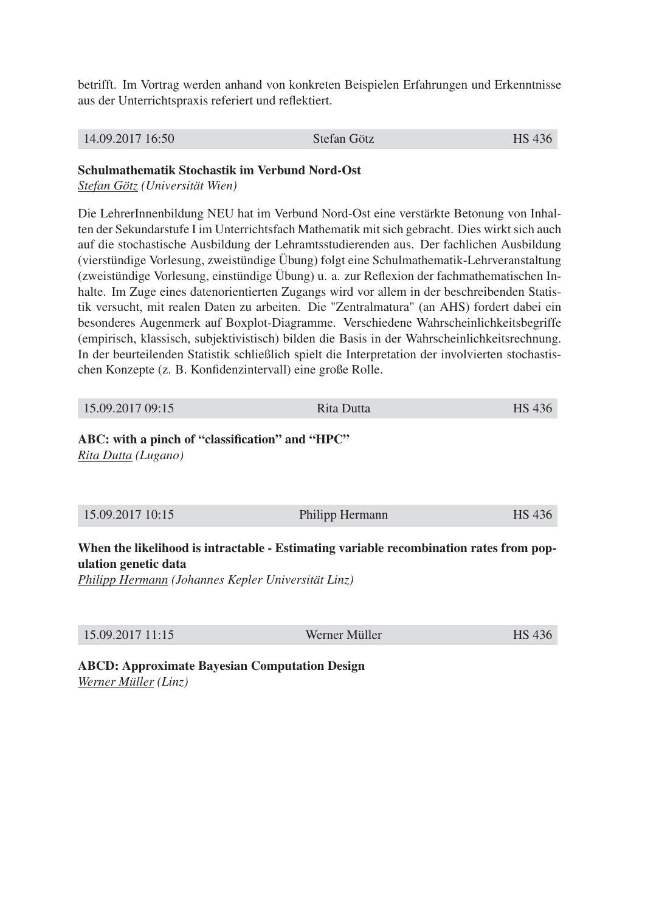betrifft. Im Vortrag werden anhand von konkreten Beispielen Erfahrungen und Erkenntnisse aus der Unterrichtspraxis referiert und reflektiert.

| 14.09.2017 16:50 | Stefan Götz | HS 436 |
|---|---|---|

**Schulmathematik Stochastik im Verbund Nord-Ost**
*Stefan Götz (Universität Wien)*

Die LehrerInnenbildung NEU hat im Verbund Nord-Ost eine verstärkte Betonung von Inhalten der Sekundarstufe I im Unterrichtsfach Mathematik mit sich gebracht. Dies wirkt sich auch auf die stochastische Ausbildung der Lehramtsstudierenden aus. Der fachlichen Ausbildung (vierstündige Vorlesung, zweistündige Übung) folgt eine Schulmathematik-Lehrveranstaltung (zweistündige Vorlesung, einstündige Übung) u. a. zur Reflexion der fachmathematischen Inhalte. Im Zuge eines datenorientierten Zugangs wird vor allem in der beschreibenden Statistik versucht, mit realen Daten zu arbeiten. Die "Zentralmatura" (an AHS) fordert dabei ein besonderes Augenmerk auf Boxplot-Diagramme. Verschiedene Wahrscheinlichkeitsbegriffe (empirisch, klassisch, subjektivistisch) bilden die Basis in der Wahrscheinlichkeitsrechnung. In der beurteilenden Statistik schließlich spielt die Interpretation der involvierten stochastischen Konzepte (z. B. Konfidenzintervall) eine große Rolle.

| 15.09.2017 09:15 | Rita Dutta | HS 436 |
|---|---|---|

**ABC: with a pinch of "classification" and "HPC"**
*Rita Dutta (Lugano)*

| 15.09.2017 10:15 | Philipp Hermann | HS 436 |
|---|---|---|

**When the likelihood is intractable - Estimating variable recombination rates from population genetic data**
*Philipp Hermann (Johannes Kepler Universität Linz)*

| 15.09.2017 11:15 | Werner Müller | HS 436 |
|---|---|---|

**ABCD: Approximate Bayesian Computation Design**
*Werner Müller (Linz)*